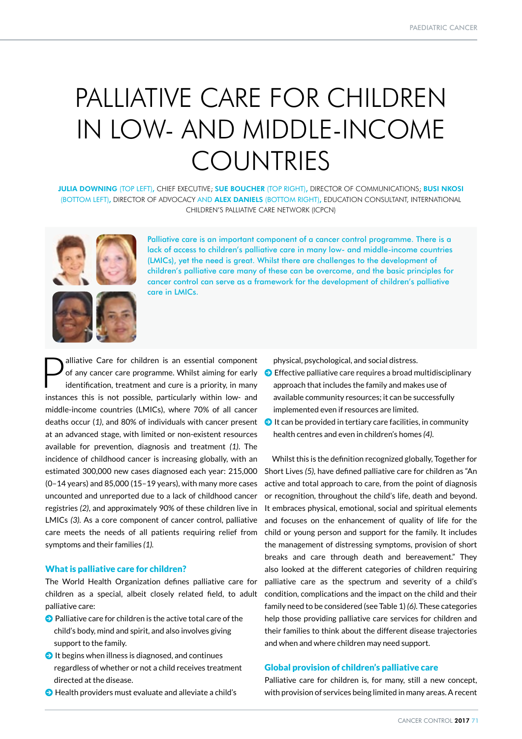# PALLIATIVE CARE FOR CHILDREN IN LOW- AND MIDDLE-INCOME COUNTRIES

**JULIA DOWNING** (TOP LEFT), CHIEF EXECUTIVE; **SUE BOUCHER** (TOP RIGHT), DIRECTOR OF COMMUNICATIONS; **BUSI NKOSI** (BOTTOM LEFT), DIRECTOR OF ADVOCACY AND **ALEX DANIELS** (BOTTOM RIGHT), EDUCATION CONSULTANT, INTERNATIONAL CHILDREN'S PALLIATIVE CARE NETWORK (ICPCN)

Palliative care is an important component of a cancer control programme. There is a lack of access to children's palliative care in many low- and middle-income countries (LMICs), yet the need is great. Whilst there are challenges to the development of children's palliative care many of these can be overcome, and the basic principles for cancer control can serve as a framework for the development of children's palliative care in LMICs.

Palliative Care for children is an essential component of any cancer care programme. Whilst aiming for early identification, treatment and cure is a priority, in many instances this is not possible, particularly within low- and middle-income countries (LMICs), where 70% of all cancer deaths occur (*1*), and 80% of individuals with cancer present at an advanced stage, with limited or non-existent resources available for prevention, diagnosis and treatment *(1)*. The incidence of childhood cancer is increasing globally, with an estimated 300,000 new cases diagnosed each year: 215,000 (0–14 years) and 85,000 (15–19 years), with many more cases uncounted and unreported due to a lack of childhood cancer registries *(2)*, and approximately 90% of these children live in LMICs *(3)*. As a core component of cancer control, palliative care meets the needs of all patients requiring relief from symptoms and their families *(1)*.

## What is palliative care for children?

The World Health Organization defines palliative care for children as a special, albeit closely related field, to adult palliative care:

- Palliative care for children is the active total care of the child's body, mind and spirit, and also involves giving support to the family.
- It begins when illness is diagnosed, and continues regardless of whether or not a child receives treatment directed at the disease.
- Health providers must evaluate and alleviate a child's physical, psychological, and social distress.
- Effective palliative care requires a broad multidisciplinary approach that includes the family and makes use of available community resources; it can be successfully implemented even if resources are limited.
- It can be provided in tertiary care facilities, in community health centres and even in children's homes *(4)*.

Whilst this is the definition recognized globally, Together for Short Lives *(5)*, have defined palliative care for children as "An active and total approach to care, from the point of diagnosis or recognition, throughout the child's life, death and beyond. It embraces physical, emotional, social and spiritual elements and focuses on the enhancement of quality of life for the child or young person and support for the family. It includes the management of distressing symptoms, provision of short breaks and care through death and bereavement." They also looked at the different categories of children requiring palliative care as the spectrum and severity of a child's condition, complications and the impact on the child and their family need to be considered (see Table 1) *(6)*. These categories help those providing palliative care services for children and their families to think about the different disease trajectories and when and where children may need support.

## Global provision of children's palliative care

Palliative care for children is, for many, still a new concept, with provision of services being limited in many areas. A recent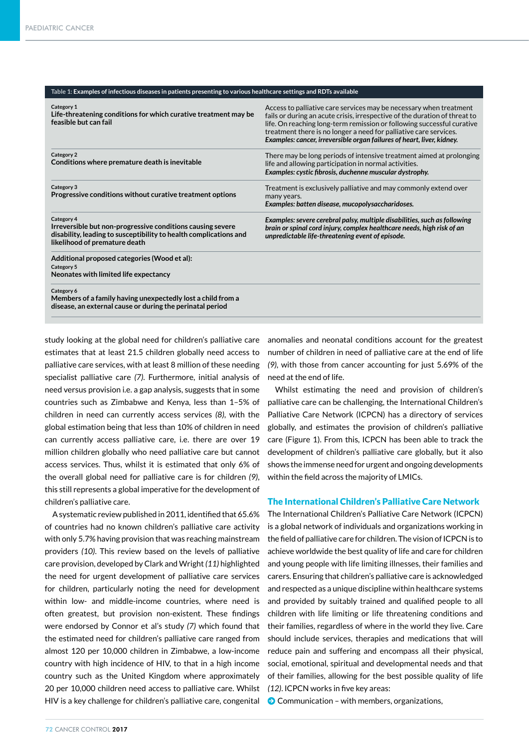**Table 1: Examples of infectious diseases in patients presenting to various healthcare settings and RDTs available**

| | |
|---|---|
| Category 1<br>**Life-threatening conditions for which curative treatment may be feasible but can fail** | Access to palliative care services may be necessary when treatment fails or during an acute crisis, irrespective of the duration of threat to life. On reaching long-term remission or following successful curative treatment there is no longer a need for palliative care services.<br>***Examples: cancer, irreversible organ failures of heart, liver, kidney.*** |
| Category 2<br>**Conditions where premature death is inevitable** | There may be long periods of intensive treatment aimed at prolonging life and allowing participation in normal activities.<br>***Examples: cystic fibrosis, duchenne muscular dystrophy.*** |
| Category 3<br>**Progressive conditions without curative treatment options** | Treatment is exclusively palliative and may commonly extend over many years.<br>***Examples: batten disease, mucopolysaccharidoses.*** |
| Category 4<br>**Irreversible but non-progressive conditions causing severe disability, leading to susceptibility to health complications and likelihood of premature death** | ***Examples: severe cerebral palsy, multiple disabilities, such as following brain or spinal cord injury, complex healthcare needs, high risk of an unpredictable life-threatening event of episode.*** |
| **Additional proposed categories (Wood et al):**<br>Category 5<br>**Neonates with limited life expectancy** | |
| Category 6<br>**Members of a family having unexpectedly lost a child from a disease, an external cause or during the perinatal period** | |

study looking at the global need for children's palliative care estimates that at least 21.5 children globally need access to palliative care services, with at least 8 million of these needing specialist palliative care *(7)*. Furthermore, initial analysis of need versus provision i.e. a gap analysis, suggests that in some countries such as Zimbabwe and Kenya, less than 1–5% of children in need can currently access services *(8)*, with the global estimation being that less than 10% of children in need can currently access palliative care, i.e. there are over 19 million children globally who need palliative care but cannot access services. Thus, whilst it is estimated that only 6% of the overall global need for palliative care is for children *(9)*, this still represents a global imperative for the development of children's palliative care.

A systematic review published in 2011, identified that 65.6% of countries had no known children's palliative care activity with only 5.7% having provision that was reaching mainstream providers *(10)*. This review based on the levels of palliative care provision, developed by Clark and Wright *(11)* highlighted the need for urgent development of palliative care services for children, particularly noting the need for development within low- and middle-income countries, where need is often greatest, but provision non-existent. These findings were endorsed by Connor et al's study *(7)* which found that the estimated need for children's palliative care ranged from almost 120 per 10,000 children in Zimbabwe, a low-income country with high incidence of HIV, to that in a high income country such as the United Kingdom where approximately 20 per 10,000 children need access to palliative care. Whilst HIV is a key challenge for children's palliative care, congenital anomalies and neonatal conditions account for the greatest number of children in need of palliative care at the end of life *(9)*, with those from cancer accounting for just 5.69% of the need at the end of life.

Whilst estimating the need and provision of children's palliative care can be challenging, the International Children's Palliative Care Network (ICPCN) has a directory of services globally, and estimates the provision of children's palliative care (Figure 1). From this, ICPCN has been able to track the development of children's palliative care globally, but it also shows the immense need for urgent and ongoing developments within the field across the majority of LMICs.

## The International Children's Palliative Care Network

The International Children's Palliative Care Network (ICPCN) is a global network of individuals and organizations working in the field of palliative care for children. The vision of ICPCN is to achieve worldwide the best quality of life and care for children and young people with life limiting illnesses, their families and carers. Ensuring that children's palliative care is acknowledged and respected as a unique discipline within healthcare systems and provided by suitably trained and qualified people to all children with life limiting or life threatening conditions and their families, regardless of where in the world they live. Care should include services, therapies and medications that will reduce pain and suffering and encompass all their physical, social, emotional, spiritual and developmental needs and that of their families, allowing for the best possible quality of life *(12)*. ICPCN works in five key areas:

- Communication – with members, organizations,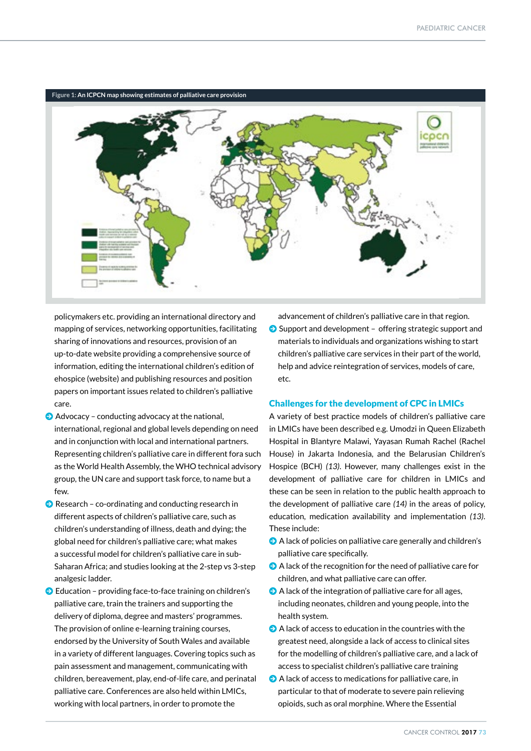Figure 1: An ICPCN map showing estimates of palliative care provision

policymakers etc. providing an international directory and mapping of services, networking opportunities, facilitating sharing of innovations and resources, provision of an up-to-date website providing a comprehensive source of information, editing the international children's edition of ehospice (website) and publishing resources and position papers on important issues related to children's palliative care.

- Advocacy – conducting advocacy at the national, international, regional and global levels depending on need and in conjunction with local and international partners. Representing children's palliative care in different fora such as the World Health Assembly, the WHO technical advisory group, the UN care and support task force, to name but a few.
- Research – co-ordinating and conducting research in different aspects of children's palliative care, such as children's understanding of illness, death and dying; the global need for children's palliative care; what makes a successful model for children's palliative care in sub-Saharan Africa; and studies looking at the 2-step vs 3-step analgesic ladder.
- Education – providing face-to-face training on children's palliative care, train the trainers and supporting the delivery of diploma, degree and masters' programmes. The provision of online e-learning training courses, endorsed by the University of South Wales and available in a variety of different languages. Covering topics such as pain assessment and management, communicating with children, bereavement, play, end-of-life care, and perinatal palliative care. Conferences are also held within LMICs, working with local partners, in order to promote the advancement of children's palliative care in that region.
- Support and development – offering strategic support and materials to individuals and organizations wishing to start children's palliative care services in their part of the world, help and advice reintegration of services, models of care, etc.

## Challenges for the development of CPC in LMICs

A variety of best practice models of children's palliative care in LMICs have been described e.g. Umodzi in Queen Elizabeth Hospital in Blantyre Malawi, Yayasan Rumah Rachel (Rachel House) in Jakarta Indonesia, and the Belarusian Children's Hospice (BCH) *(13)*. However, many challenges exist in the development of palliative care for children in LMICs and these can be seen in relation to the public health approach to the development of palliative care *(14)* in the areas of policy, education, medication availability and implementation *(13)*. These include:

- A lack of policies on palliative care generally and children's palliative care specifically.
- A lack of the recognition for the need of palliative care for children, and what palliative care can offer.
- A lack of the integration of palliative care for all ages, including neonates, children and young people, into the health system.
- A lack of access to education in the countries with the greatest need, alongside a lack of access to clinical sites for the modelling of children's palliative care, and a lack of access to specialist children's palliative care training
- A lack of access to medications for palliative care, in particular to that of moderate to severe pain relieving opioids, such as oral morphine. Where the Essential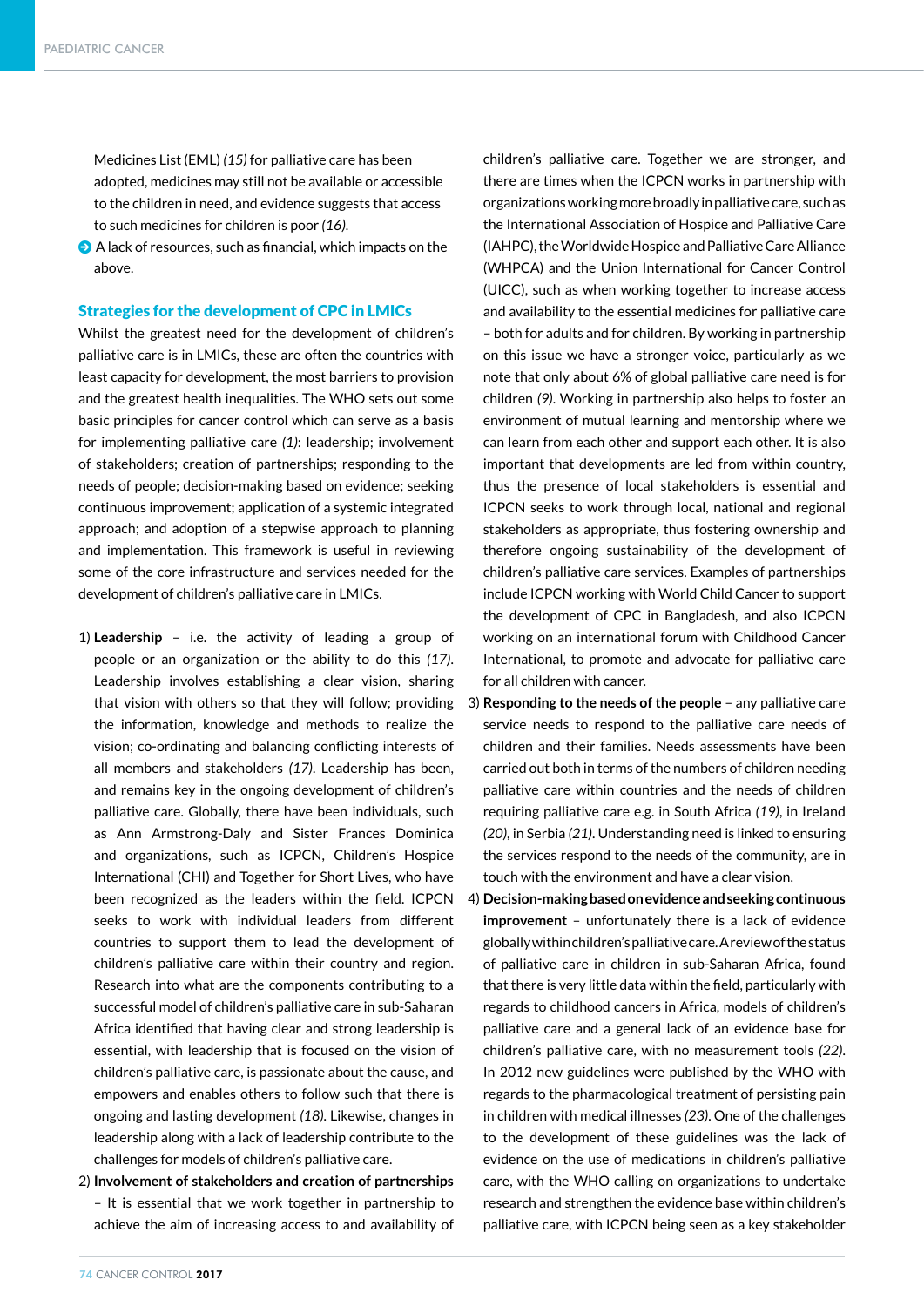Medicines List (EML) *(15)* for palliative care has been adopted, medicines may still not be available or accessible to the children in need, and evidence suggests that access to such medicines for children is poor *(16)*.

- A lack of resources, such as financial, which impacts on the above.

## Strategies for the development of CPC in LMICs

Whilst the greatest need for the development of children's palliative care is in LMICs, these are often the countries with least capacity for development, the most barriers to provision and the greatest health inequalities. The WHO sets out some basic principles for cancer control which can serve as a basis for implementing palliative care *(1)*: leadership; involvement of stakeholders; creation of partnerships; responding to the needs of people; decision-making based on evidence; seeking continuous improvement; application of a systemic integrated approach; and adoption of a stepwise approach to planning and implementation. This framework is useful in reviewing some of the core infrastructure and services needed for the development of children's palliative care in LMICs.

1) **Leadership** – i.e. the activity of leading a group of people or an organization or the ability to do this *(17)*. Leadership involves establishing a clear vision, sharing that vision with others so that they will follow; providing the information, knowledge and methods to realize the vision; co-ordinating and balancing conflicting interests of all members and stakeholders *(17)*. Leadership has been, and remains key in the ongoing development of children's palliative care. Globally, there have been individuals, such as Ann Armstrong-Daly and Sister Frances Dominica and organizations, such as ICPCN, Children's Hospice International (CHI) and Together for Short Lives, who have been recognized as the leaders within the field. ICPCN seeks to work with individual leaders from different countries to support them to lead the development of children's palliative care within their country and region. Research into what are the components contributing to a successful model of children's palliative care in sub-Saharan Africa identified that having clear and strong leadership is essential, with leadership that is focused on the vision of children's palliative care, is passionate about the cause, and empowers and enables others to follow such that there is ongoing and lasting development *(18)*. Likewise, changes in leadership along with a lack of leadership contribute to the challenges for models of children's palliative care.
2) **Involvement of stakeholders and creation of partnerships** – It is essential that we work together in partnership to achieve the aim of increasing access to and availability of children's palliative care. Together we are stronger, and there are times when the ICPCN works in partnership with organizations working more broadly in palliative care, such as the International Association of Hospice and Palliative Care (IAHPC), the Worldwide Hospice and Palliative Care Alliance (WHPCA) and the Union International for Cancer Control (UICC), such as when working together to increase access and availability to the essential medicines for palliative care – both for adults and for children. By working in partnership on this issue we have a stronger voice, particularly as we note that only about 6% of global palliative care need is for children *(9)*. Working in partnership also helps to foster an environment of mutual learning and mentorship where we can learn from each other and support each other. It is also important that developments are led from within country, thus the presence of local stakeholders is essential and ICPCN seeks to work through local, national and regional stakeholders as appropriate, thus fostering ownership and therefore ongoing sustainability of the development of children's palliative care services. Examples of partnerships include ICPCN working with World Child Cancer to support the development of CPC in Bangladesh, and also ICPCN working on an international forum with Childhood Cancer International, to promote and advocate for palliative care for all children with cancer.
3) **Responding to the needs of the people** – any palliative care service needs to respond to the palliative care needs of children and their families. Needs assessments have been carried out both in terms of the numbers of children needing palliative care within countries and the needs of children requiring palliative care e.g. in South Africa *(19)*, in Ireland *(20)*, in Serbia *(21)*. Understanding need is linked to ensuring the services respond to the needs of the community, are in touch with the environment and have a clear vision.
4) **Decision-making based on evidence and seeking continuous improvement** – unfortunately there is a lack of evidence globally within children's palliative care. A review of the status of palliative care in children in sub-Saharan Africa, found that there is very little data within the field, particularly with regards to childhood cancers in Africa, models of children's palliative care and a general lack of an evidence base for children's palliative care, with no measurement tools *(22)*. In 2012 new guidelines were published by the WHO with regards to the pharmacological treatment of persisting pain in children with medical illnesses *(23)*. One of the challenges to the development of these guidelines was the lack of evidence on the use of medications in children's palliative care, with the WHO calling on organizations to undertake research and strengthen the evidence base within children's palliative care, with ICPCN being seen as a key stakeholder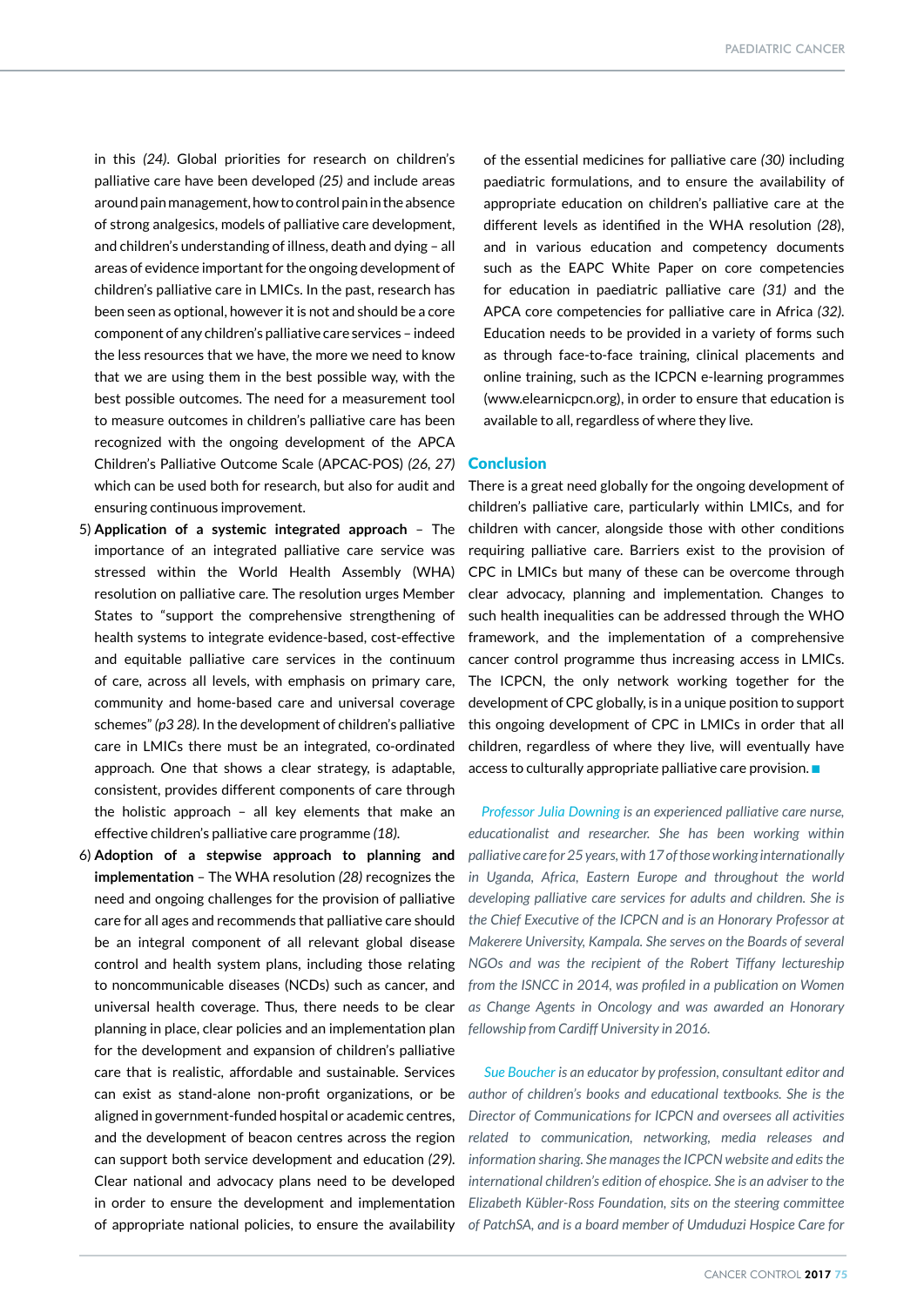in this *(24)*. Global priorities for research on children's palliative care have been developed *(25)* and include areas around pain management, how to control pain in the absence of strong analgesics, models of palliative care development, and children's understanding of illness, death and dying – all areas of evidence important for the ongoing development of children's palliative care in LMICs. In the past, research has been seen as optional, however it is not and should be a core component of any children's palliative care services – indeed the less resources that we have, the more we need to know that we are using them in the best possible way, with the best possible outcomes. The need for a measurement tool to measure outcomes in children's palliative care has been recognized with the ongoing development of the APCA Children's Palliative Outcome Scale (APCAC-POS) *(26, 27)* which can be used both for research, but also for audit and ensuring continuous improvement.

5) **Application of a systemic integrated approach** – The importance of an integrated palliative care service was stressed within the World Health Assembly (WHA) resolution on palliative care. The resolution urges Member States to "support the comprehensive strengthening of health systems to integrate evidence-based, cost-effective and equitable palliative care services in the continuum of care, across all levels, with emphasis on primary care, community and home-based care and universal coverage schemes" *(p3 28)*. In the development of children's palliative care in LMICs there must be an integrated, co-ordinated approach. One that shows a clear strategy, is adaptable, consistent, provides different components of care through the holistic approach – all key elements that make an effective children's palliative care programme *(18)*.
6) **Adoption of a stepwise approach to planning and implementation** – The WHA resolution *(28)* recognizes the need and ongoing challenges for the provision of palliative care for all ages and recommends that palliative care should be an integral component of all relevant global disease control and health system plans, including those relating to noncommunicable diseases (NCDs) such as cancer, and universal health coverage. Thus, there needs to be clear planning in place, clear policies and an implementation plan for the development and expansion of children's palliative care that is realistic, affordable and sustainable. Services can exist as stand-alone non-profit organizations, or be aligned in government-funded hospital or academic centres, and the development of beacon centres across the region can support both service development and education *(29)*. Clear national and advocacy plans need to be developed in order to ensure the development and implementation of appropriate national policies, to ensure the availability of the essential medicines for palliative care *(30)* including paediatric formulations, and to ensure the availability of appropriate education on children's palliative care at the different levels as identified in the WHA resolution *(28)*, and in various education and competency documents such as the EAPC White Paper on core competencies for education in paediatric palliative care *(31)* and the APCA core competencies for palliative care in Africa *(32)*. Education needs to be provided in a variety of forms such as through face-to-face training, clinical placements and online training, such as the ICPCN e-learning programmes (www.elearnicpcn.org), in order to ensure that education is available to all, regardless of where they live.

## Conclusion

There is a great need globally for the ongoing development of children's palliative care, particularly within LMICs, and for children with cancer, alongside those with other conditions requiring palliative care. Barriers exist to the provision of CPC in LMICs but many of these can be overcome through clear advocacy, planning and implementation. Changes to such health inequalities can be addressed through the WHO framework, and the implementation of a comprehensive cancer control programme thus increasing access in LMICs. The ICPCN, the only network working together for the development of CPC globally, is in a unique position to support this ongoing development of CPC in LMICs in order that all children, regardless of where they live, will eventually have access to culturally appropriate palliative care provision. ■

*Professor Julia Downing is an experienced palliative care nurse, educationalist and researcher. She has been working within palliative care for 25 years, with 17 of those working internationally in Uganda, Africa, Eastern Europe and throughout the world developing palliative care services for adults and children. She is the Chief Executive of the ICPCN and is an Honorary Professor at Makerere University, Kampala. She serves on the Boards of several NGOs and was the recipient of the Robert Tiffany lectureship from the ISNCC in 2014, was profiled in a publication on Women as Change Agents in Oncology and was awarded an Honorary fellowship from Cardiff University in 2016.*

*Sue Boucher is an educator by profession, consultant editor and author of children's books and educational textbooks. She is the Director of Communications for ICPCN and oversees all activities related to communication, networking, media releases and information sharing. She manages the ICPCN website and edits the international children's edition of ehospice. She is an adviser to the Elizabeth Kübler-Ross Foundation, sits on the steering committee of PatchSA, and is a board member of Umduduzi Hospice Care for*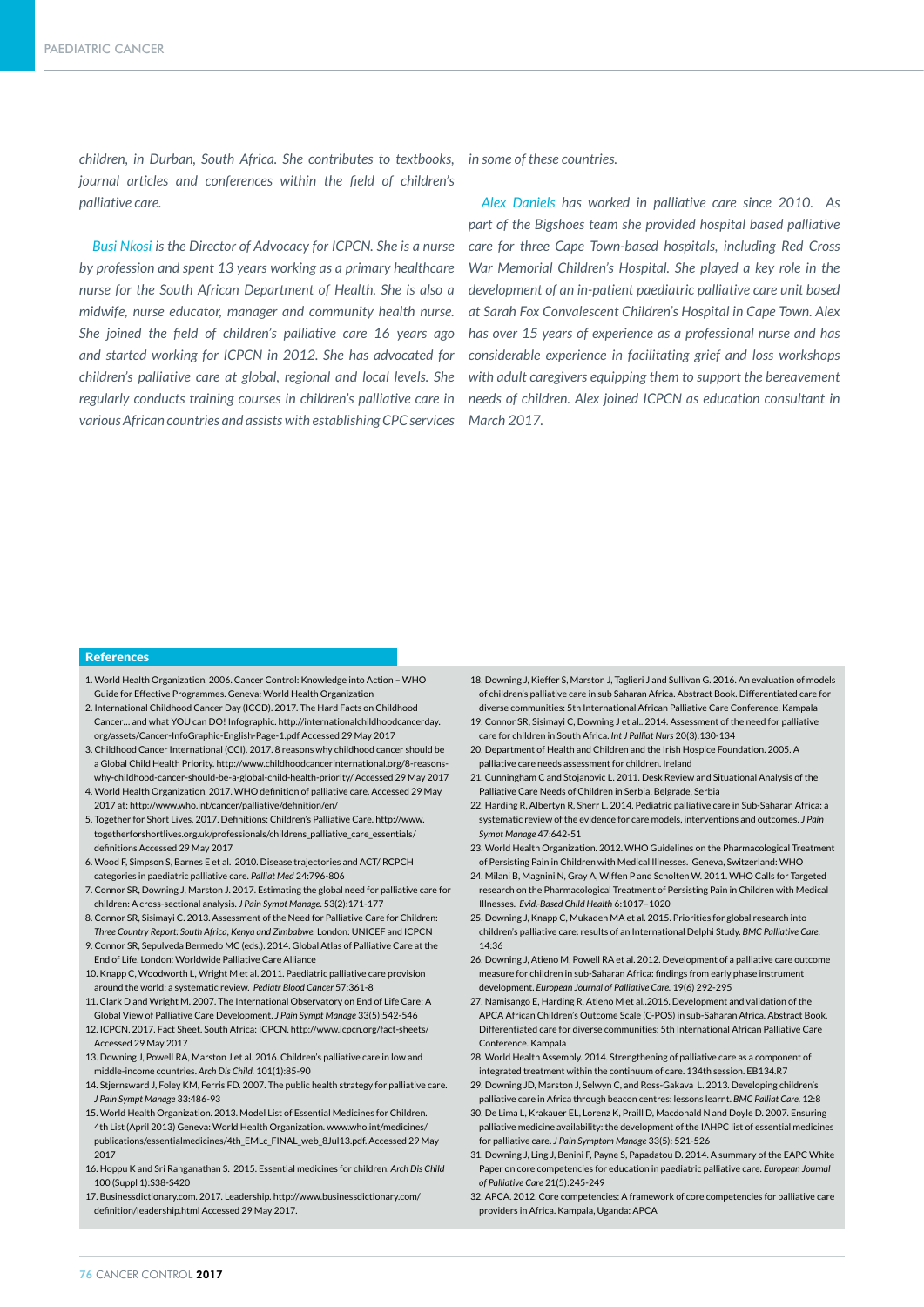*children, in Durban, South Africa. She contributes to textbooks, journal articles and conferences within the field of children's palliative care.*

*Busi Nkosi is the Director of Advocacy for ICPCN. She is a nurse by profession and spent 13 years working as a primary healthcare nurse for the South African Department of Health. She is also a midwife, nurse educator, manager and community health nurse. She joined the field of children's palliative care 16 years ago and started working for ICPCN in 2012. She has advocated for children's palliative care at global, regional and local levels. She regularly conducts training courses in children's palliative care in various African countries and assists with establishing CPC services in some of these countries.*

*Alex Daniels has worked in palliative care since 2010. As part of the Bigshoes team she provided hospital based palliative care for three Cape Town-based hospitals, including Red Cross War Memorial Children's Hospital. She played a key role in the development of an in-patient paediatric palliative care unit based at Sarah Fox Convalescent Children's Hospital in Cape Town. Alex has over 15 years of experience as a professional nurse and has considerable experience in facilitating grief and loss workshops with adult caregivers equipping them to support the bereavement needs of children. Alex joined ICPCN as education consultant in March 2017.*

## References

1. World Health Organization. 2006. Cancer Control: Knowledge into Action – WHO Guide for Effective Programmes. Geneva: World Health Organization
2. International Childhood Cancer Day (ICCD). 2017. The Hard Facts on Childhood Cancer… and what YOU can DO! Infographic. http://internationalchildhoodcancerday.org/assets/Cancer-InfoGraphic-English-Page-1.pdf Accessed 29 May 2017
3. Childhood Cancer International (CCI). 2017. 8 reasons why childhood cancer should be a Global Child Health Priority. http://www.childhoodcancerinternational.org/8-reasons-why-childhood-cancer-should-be-a-global-child-health-priority/ Accessed 29 May 2017
4. World Health Organization. 2017. WHO definition of palliative care. Accessed 29 May 2017 at: http://www.who.int/cancer/palliative/definition/en/
5. Together for Short Lives. 2017. Definitions: Children's Palliative Care. http://www.togetherforshortlives.org.uk/professionals/childrens_palliative_care_essentials/definitions Accessed 29 May 2017
6. Wood F, Simpson S, Barnes E et al. 2010. Disease trajectories and ACT/ RCPCH categories in paediatric palliative care. *Palliat Med* 24:796-806
7. Connor SR, Downing J, Marston J. 2017. Estimating the global need for palliative care for children: A cross-sectional analysis. *J Pain Sympt Manage.* 53(2):171-177
8. Connor SR, Sisimayi C. 2013. Assessment of the Need for Palliative Care for Children: *Three Country Report: South Africa, Kenya and Zimbabwe.* London: UNICEF and ICPCN
9. Connor SR, Sepulveda Bermedo MC (eds.). 2014. Global Atlas of Palliative Care at the End of Life. London: Worldwide Palliative Care Alliance
10. Knapp C, Woodworth L, Wright M et al. 2011. Paediatric palliative care provision around the world: a systematic review. *Pediatr Blood Cancer* 57:361-8
11. Clark D and Wright M. 2007. The International Observatory on End of Life Care: A Global View of Palliative Care Development. *J Pain Sympt Manage* 33(5):542-546
12. ICPCN. 2017. Fact Sheet. South Africa: ICPCN. http://www.icpcn.org/fact-sheets/ Accessed 29 May 2017
13. Downing J, Powell RA, Marston J et al. 2016. Children's palliative care in low and middle-income countries. *Arch Dis Child.* 101(1):85-90
14. Stjernsward J, Foley KM, Ferris FD. 2007. The public health strategy for palliative care. *J Pain Sympt Manage* 33:486-93
15. World Health Organization. 2013. Model List of Essential Medicines for Children. 4th List (April 2013) Geneva: World Health Organization. www.who.int/medicines/publications/essentialmedicines/4th_EMLc_FINAL_web_8Jul13.pdf. Accessed 29 May 2017
16. Hoppu K and Sri Ranganathan S. 2015. Essential medicines for children. *Arch Dis Child* 100 (Suppl 1):S38-S420
17. Businessdictionary.com. 2017. Leadership. http://www.businessdictionary.com/definition/leadership.html Accessed 29 May 2017.
18. Downing J, Kieffer S, Marston J, Taglieri J and Sullivan G. 2016. An evaluation of models of children's palliative care in sub Saharan Africa. Abstract Book. Differentiated care for diverse communities: 5th International African Palliative Care Conference. Kampala
19. Connor SR, Sisimayi C, Downing J et al.. 2014. Assessment of the need for palliative care for children in South Africa. *Int J Palliat Nurs* 20(3):130-134
20. Department of Health and Children and the Irish Hospice Foundation. 2005. A palliative care needs assessment for children. Ireland
21. Cunningham C and Stojanovic L. 2011. Desk Review and Situational Analysis of the Palliative Care Needs of Children in Serbia. Belgrade, Serbia
22. Harding R, Albertyn R, Sherr L. 2014. Pediatric palliative care in Sub-Saharan Africa: a systematic review of the evidence for care models, interventions and outcomes. *J Pain Sympt Manage* 47:642-51
23. World Health Organization. 2012. WHO Guidelines on the Pharmacological Treatment of Persisting Pain in Children with Medical Illnesses. Geneva, Switzerland: WHO
24. Milani B, Magnini N, Gray A, Wiffen P and Scholten W. 2011. WHO Calls for Targeted research on the Pharmacological Treatment of Persisting Pain in Children with Medical Illnesses. *Evid.-Based Child Health* 6:1017–1020
25. Downing J, Knapp C, Mukaden MA et al. 2015. Priorities for global research into children's palliative care: results of an International Delphi Study. *BMC Palliative Care.* 14:36
26. Downing J, Atieno M, Powell RA et al. 2012. Development of a palliative care outcome measure for children in sub-Saharan Africa: findings from early phase instrument development. *European Journal of Palliative Care.* 19(6) 292-295
27. Namisango E, Harding R, Atieno M et al..2016. Development and validation of the APCA African Children's Outcome Scale (C-POS) in sub-Saharan Africa. Abstract Book. Differentiated care for diverse communities: 5th International African Palliative Care Conference. Kampala
28. World Health Assembly. 2014. Strengthening of palliative care as a component of integrated treatment within the continuum of care. 134th session. EB134.R7
29. Downing JD, Marston J, Selwyn C, and Ross-Gakava L. 2013. Developing children's palliative care in Africa through beacon centres: lessons learnt. *BMC Palliat Care.* 12:8
30. De Lima L, Krakauer EL, Lorenz K, Praill D, Macdonald N and Doyle D. 2007. Ensuring palliative medicine availability: the development of the IAHPC list of essential medicines for palliative care. *J Pain Symptom Manage* 33(5): 521-526
31. Downing J, Ling J, Benini F, Payne S, Papadatou D. 2014. A summary of the EAPC White Paper on core competencies for education in paediatric palliative care. *European Journal of Palliative Care* 21(5):245-249
32. APCA. 2012. Core competencies: A framework of core competencies for palliative care providers in Africa. Kampala, Uganda: APCA